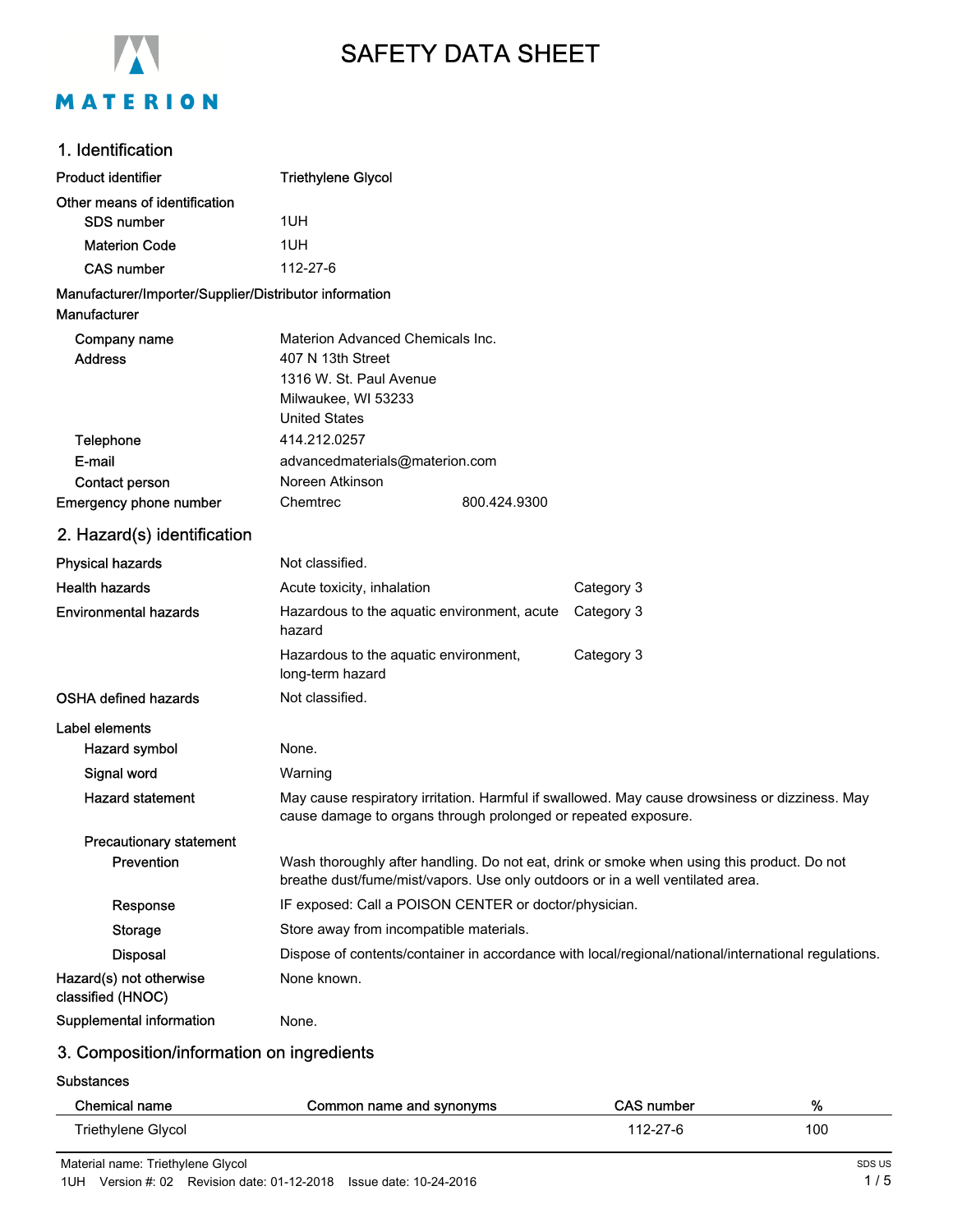# SAFETY DATA SHEET

## 1. Identification

**Product identifier** Triethylene Glycol

**Other means of identification**

- **SDS number** 1UH
- **Materion Code** 1UH
- **CAS number** 112-27-6

**Manufacturer/Importer/Supplier/Distributor information**

**Manufacturer**

- **Company name** Materion Advanced Chemicals Inc.
- **Address** 407 N 13th Street
  1316 W. St. Paul Avenue
  Milwaukee, WI 53233
  United States
- **Telephone** 414.212.0257
- **E-mail** advancedmaterials@materion.com
- **Contact person** Noreen Atkinson

**Emergency phone number** Chemtrec 800.424.9300

## 2. Hazard(s) identification

| | | |
|---|---|---|
| **Physical hazards** | Not classified. | |
| **Health hazards** | Acute toxicity, inhalation | Category 3 |
| **Environmental hazards** | Hazardous to the aquatic environment, acute hazard | Category 3 |
| | Hazardous to the aquatic environment, long-term hazard | Category 3 |
| **OSHA defined hazards** | Not classified. | |

**Label elements**

- **Hazard symbol** None.
- **Signal word** Warning
- **Hazard statement** May cause respiratory irritation. Harmful if swallowed. May cause drowsiness or dizziness. May cause damage to organs through prolonged or repeated exposure.

**Precautionary statement**

- **Prevention** Wash thoroughly after handling. Do not eat, drink or smoke when using this product. Do not breathe dust/fume/mist/vapors. Use only outdoors or in a well ventilated area.
- **Response** IF exposed: Call a POISON CENTER or doctor/physician.
- **Storage** Store away from incompatible materials.
- **Disposal** Dispose of contents/container in accordance with local/regional/national/international regulations.

**Hazard(s) not otherwise classified (HNOC)** None known.

**Supplemental information** None.

## 3. Composition/information on ingredients

**Substances**

| Chemical name | Common name and synonyms | CAS number | % |
|---|---|---|---|
| Triethylene Glycol | | 112-27-6 | 100 |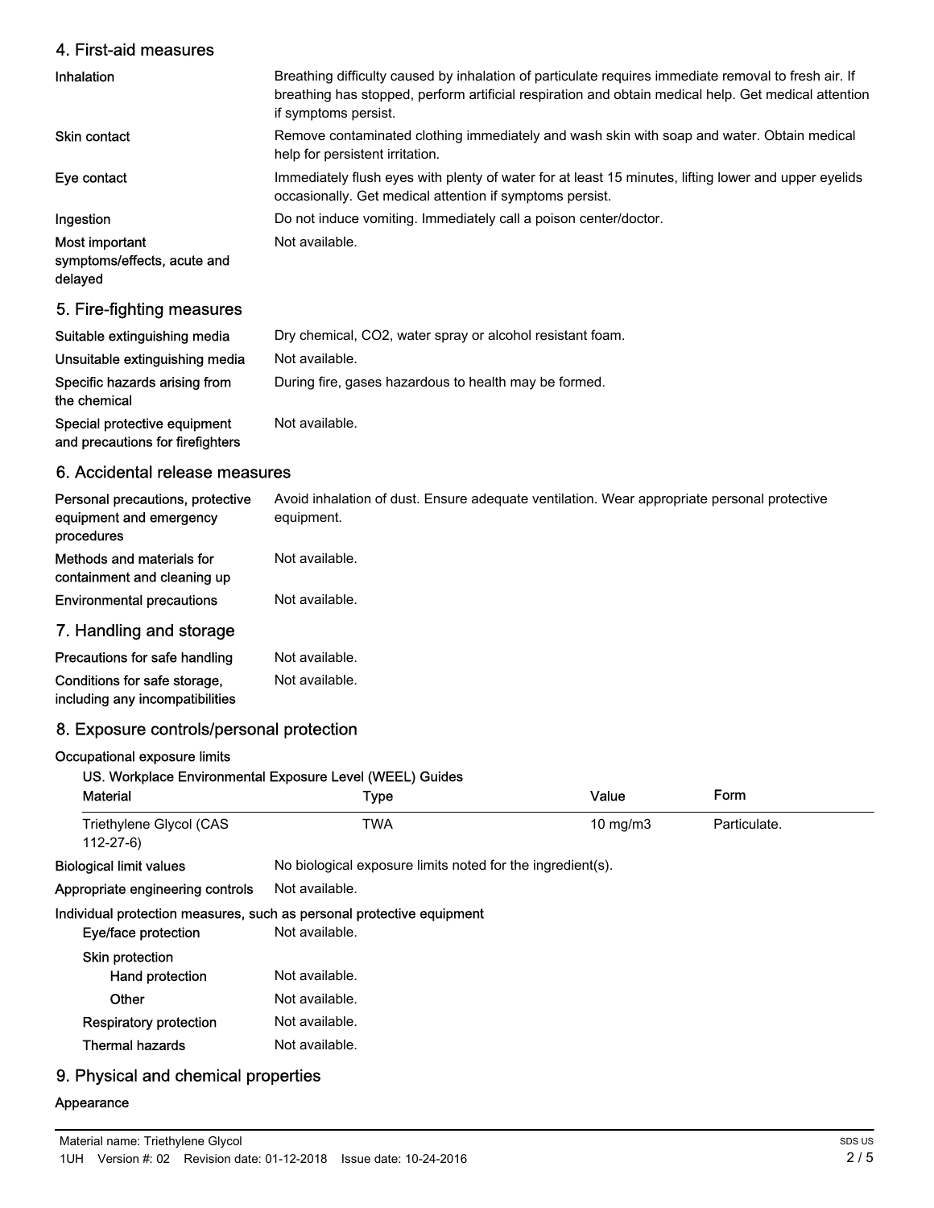## 4. First-aid measures

| | |
|---|---|
| **Inhalation** | Breathing difficulty caused by inhalation of particulate requires immediate removal to fresh air. If breathing has stopped, perform artificial respiration and obtain medical help. Get medical attention if symptoms persist. |
| **Skin contact** | Remove contaminated clothing immediately and wash skin with soap and water. Obtain medical help for persistent irritation. |
| **Eye contact** | Immediately flush eyes with plenty of water for at least 15 minutes, lifting lower and upper eyelids occasionally. Get medical attention if symptoms persist. |
| **Ingestion** | Do not induce vomiting. Immediately call a poison center/doctor. |
| **Most important symptoms/effects, acute and delayed** | Not available. |

## 5. Fire-fighting measures

| | |
|---|---|
| **Suitable extinguishing media** | Dry chemical, $CO_2$, water spray or alcohol resistant foam. |
| **Unsuitable extinguishing media** | Not available. |
| **Specific hazards arising from the chemical** | During fire, gases hazardous to health may be formed. |
| **Special protective equipment and precautions for firefighters** | Not available. |

## 6. Accidental release measures

| | |
|---|---|
| **Personal precautions, protective equipment and emergency procedures** | Avoid inhalation of dust. Ensure adequate ventilation. Wear appropriate personal protective equipment. |
| **Methods and materials for containment and cleaning up** | Not available. |
| **Environmental precautions** | Not available. |

## 7. Handling and storage

| | |
|---|---|
| **Precautions for safe handling** | Not available. |
| **Conditions for safe storage, including any incompatibilities** | Not available. |

## 8. Exposure controls/personal protection

**Occupational exposure limits**

**US. Workplace Environmental Exposure Level (WEEL) Guides**

| Material | Type | Value | Form |
|---|---|---|---|
| Triethylene Glycol (CAS 112-27-6) | TWA | 10 mg/m3 | Particulate. |

| | |
|---|---|
| **Biological limit values** | No biological exposure limits noted for the ingredient(s). |
| **Appropriate engineering controls** | Not available. |

**Individual protection measures, such as personal protective equipment**

| | |
|---|---|
| **Eye/face protection** | Not available. |
| **Skin protection** | |
| **Hand protection** | Not available. |
| **Other** | Not available. |
| **Respiratory protection** | Not available. |
| **Thermal hazards** | Not available. |

## 9. Physical and chemical properties

**Appearance**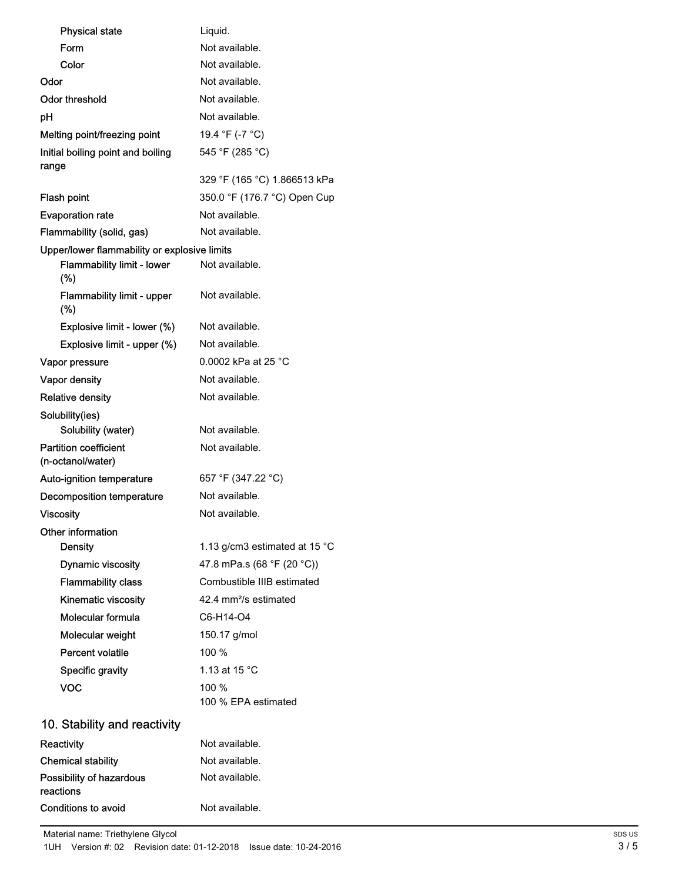| | |
|---|---|
| Physical state | Liquid. |
| Form | Not available. |
| Color | Not available. |
| Odor | Not available. |
| Odor threshold | Not available. |
| pH | Not available. |
| Melting point/freezing point | 19.4 °F (-7 °C) |
| Initial boiling point and boiling range | 545 °F (285 °C) |
| | 329 °F (165 °C) 1.866513 kPa |
| Flash point | 350.0 °F (176.7 °C) Open Cup |
| Evaporation rate | Not available. |
| Flammability (solid, gas) | Not available. |
| Upper/lower flammability or explosive limits | |
| Flammability limit - lower (%) | Not available. |
| Flammability limit - upper (%) | Not available. |
| Explosive limit - lower (%) | Not available. |
| Explosive limit - upper (%) | Not available. |
| Vapor pressure | 0.0002 kPa at 25 °C |
| Vapor density | Not available. |
| Relative density | Not available. |
| Solubility(ies) | |
| Solubility (water) | Not available. |
| Partition coefficient (n-octanol/water) | Not available. |
| Auto-ignition temperature | 657 °F (347.22 °C) |
| Decomposition temperature | Not available. |
| Viscosity | Not available. |
| Other information | |
| Density | 1.13 g/cm3 estimated at 15 °C |
| Dynamic viscosity | 47.8 mPa.s (68 °F (20 °C)) |
| Flammability class | Combustible IIIB estimated |
| Kinematic viscosity | 42.4 $mm^2/s$ estimated |
| Molecular formula | C6-H14-O4 |
| Molecular weight | 150.17 g/mol |
| Percent volatile | 100 % |
| Specific gravity | 1.13 at 15 °C |
| VOC | 100 %<br>100 % EPA estimated |

## 10. Stability and reactivity

| | |
|---|---|
| Reactivity | Not available. |
| Chemical stability | Not available. |
| Possibility of hazardous reactions | Not available. |
| Conditions to avoid | Not available. |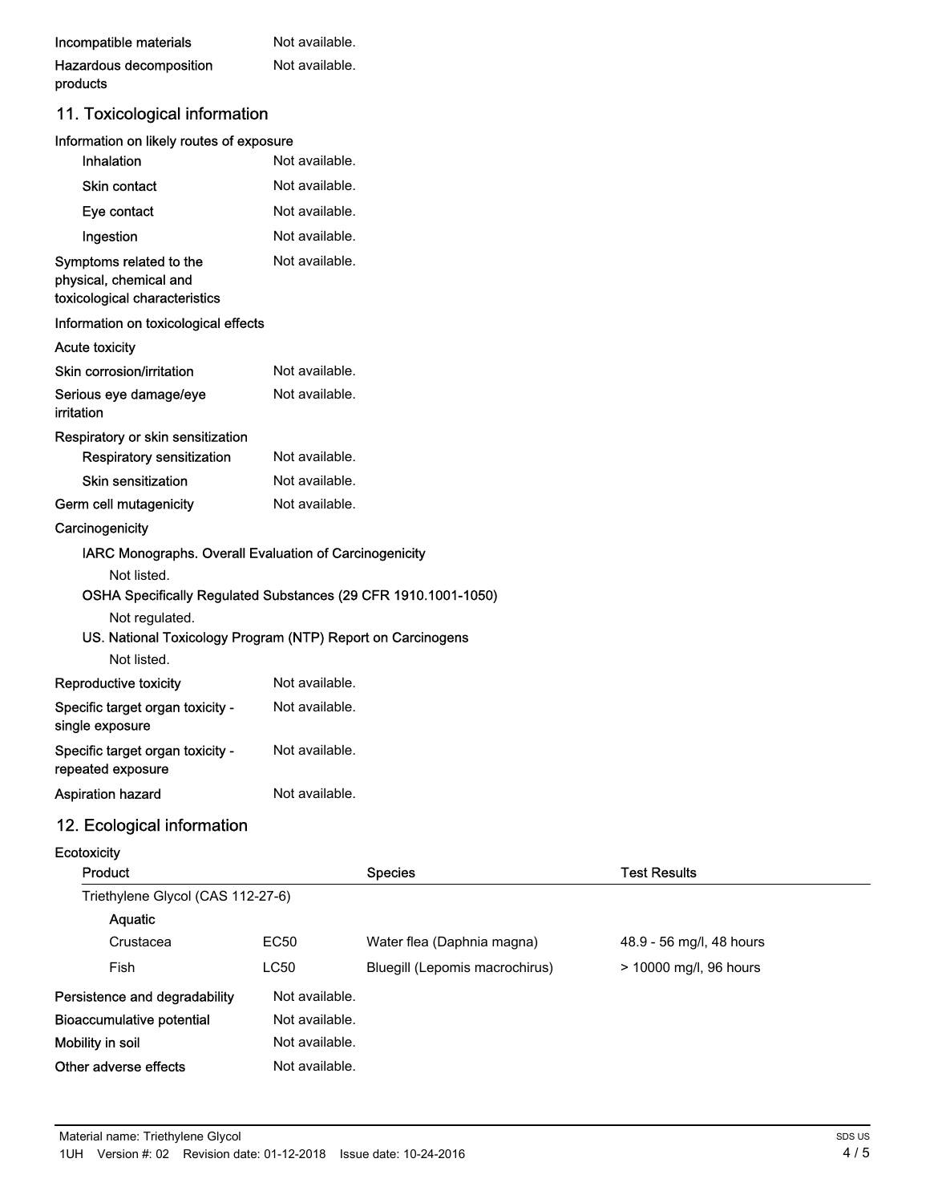| | |
|---|---|
| **Incompatible materials** | Not available. |
| **Hazardous decomposition products** | Not available. |

## 11. Toxicological information

**Information on likely routes of exposure**

| | |
|---|---|
| **Inhalation** | Not available. |
| **Skin contact** | Not available. |
| **Eye contact** | Not available. |
| **Ingestion** | Not available. |
| **Symptoms related to the physical, chemical and toxicological characteristics** | Not available. |

**Information on toxicological effects**

**Acute toxicity**

| | |
|---|---|
| **Skin corrosion/irritation** | Not available. |
| **Serious eye damage/eye irritation** | Not available. |

**Respiratory or skin sensitization**

| | |
|---|---|
| **Respiratory sensitization** | Not available. |
| **Skin sensitization** | Not available. |
| **Germ cell mutagenicity** | Not available. |

**Carcinogenicity**

**IARC Monographs. Overall Evaluation of Carcinogenicity**

Not listed.

**OSHA Specifically Regulated Substances (29 CFR 1910.1001-1050)**

Not regulated.

**US. National Toxicology Program (NTP) Report on Carcinogens**

Not listed.

| | |
|---|---|
| **Reproductive toxicity** | Not available. |
| **Specific target organ toxicity - single exposure** | Not available. |
| **Specific target organ toxicity - repeated exposure** | Not available. |
| **Aspiration hazard** | Not available. |

## 12. Ecological information

**Ecotoxicity**

| Product | | Species | Test Results |
|---|---|---|---|
| Triethylene Glycol (CAS 112-27-6) | | | |
| Aquatic | | | |
| Crustacea | EC50 | Water flea (Daphnia magna) | 48.9 - 56 mg/l, 48 hours |
| Fish | LC50 | Bluegill (Lepomis macrochirus) | > 10000 mg/l, 96 hours |

| | |
|---|---|
| **Persistence and degradability** | Not available. |
| **Bioaccumulative potential** | Not available. |
| **Mobility in soil** | Not available. |
| **Other adverse effects** | Not available. |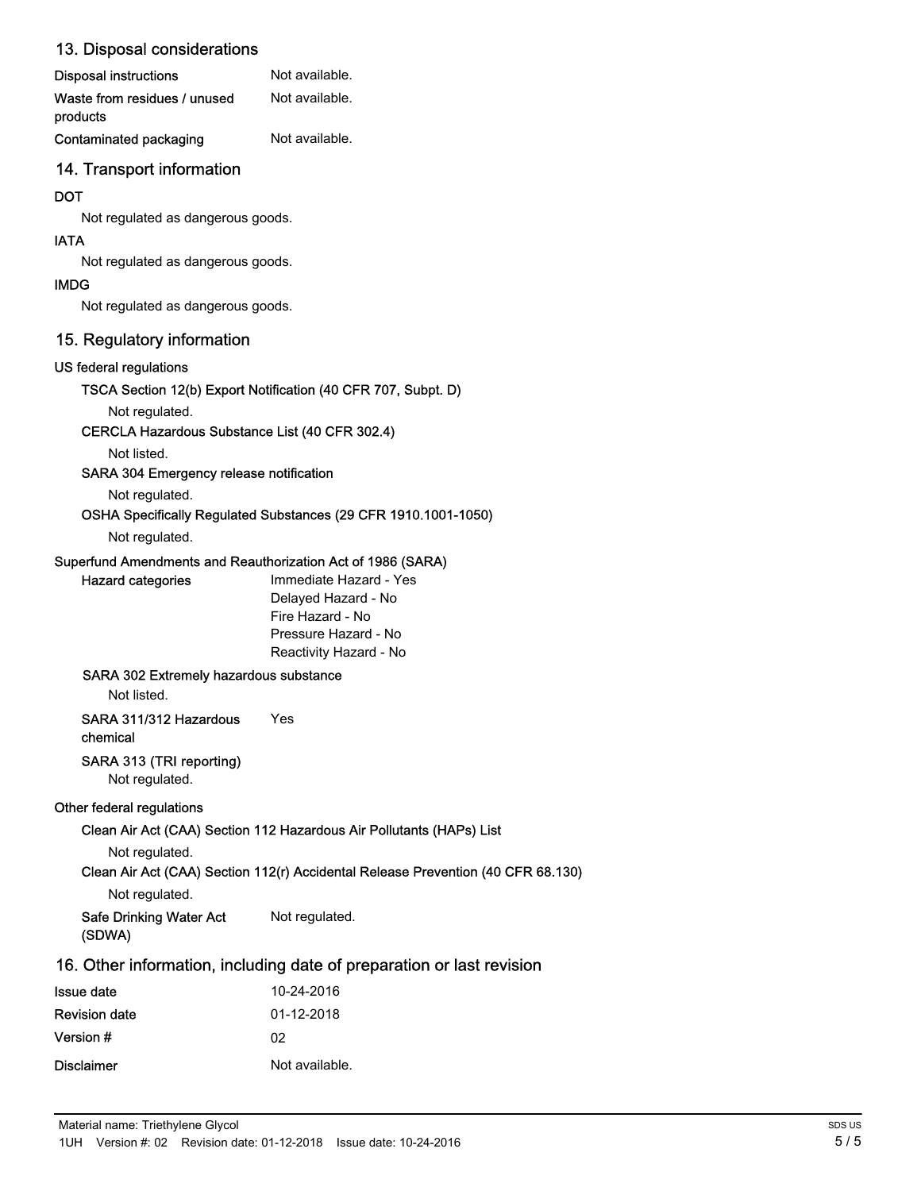## 13. Disposal considerations

| | |
|---|---|
| **Disposal instructions** | Not available. |
| **Waste from residues / unused products** | Not available. |
| **Contaminated packaging** | Not available. |

## 14. Transport information

**DOT**

Not regulated as dangerous goods.

**IATA**

Not regulated as dangerous goods.

**IMDG**

Not regulated as dangerous goods.

## 15. Regulatory information

**US federal regulations**

**TSCA Section 12(b) Export Notification (40 CFR 707, Subpt. D)**

Not regulated.

**CERCLA Hazardous Substance List (40 CFR 302.4)**

Not listed.

**SARA 304 Emergency release notification**

Not regulated.

**OSHA Specifically Regulated Substances (29 CFR 1910.1001-1050)**

Not regulated.

**Superfund Amendments and Reauthorization Act of 1986 (SARA)**

**Hazard categories**

Immediate Hazard - Yes
Delayed Hazard - No
Fire Hazard - No
Pressure Hazard - No
Reactivity Hazard - No

**SARA 302 Extremely hazardous substance**

Not listed.

**SARA 311/312 Hazardous chemical** Yes

**SARA 313 (TRI reporting)**

Not regulated.

**Other federal regulations**

**Clean Air Act (CAA) Section 112 Hazardous Air Pollutants (HAPs) List**

Not regulated.

**Clean Air Act (CAA) Section 112(r) Accidental Release Prevention (40 CFR 68.130)**

Not regulated.

**Safe Drinking Water Act (SDWA)** Not regulated.

## 16. Other information, including date of preparation or last revision

| | |
|---|---|
| **Issue date** | 10-24-2016 |
| **Revision date** | 01-12-2018 |
| **Version #** | 02 |
| **Disclaimer** | Not available. |